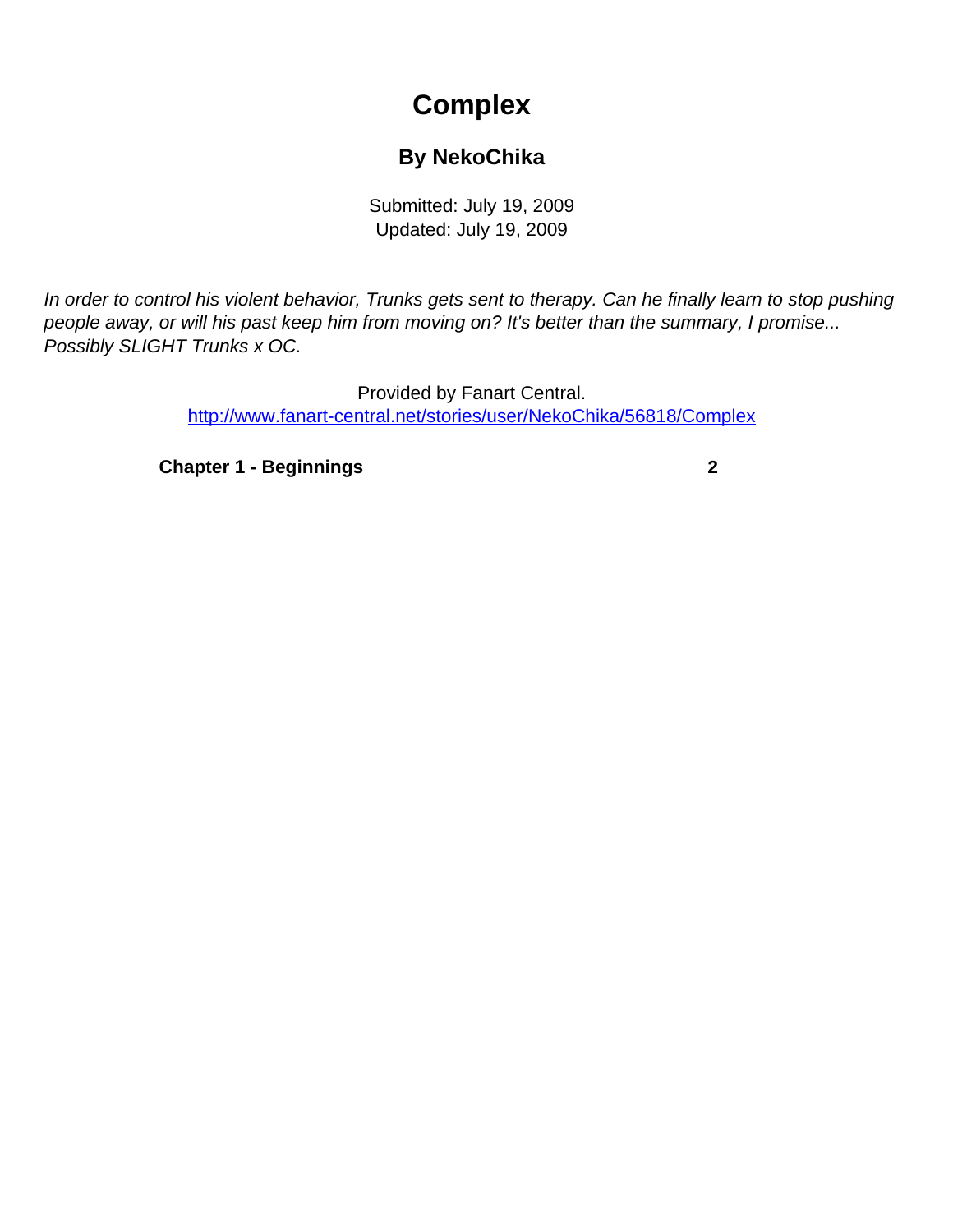# Complex

### By NekoChika

Submitted: July 19, 2009
Updated: July 19, 2009

*In order to control his violent behavior, Trunks gets sent to therapy. Can he finally learn to stop pushing people away, or will his past keep him from moving on? It's better than the summary, I promise... Possibly SLIGHT Trunks x OC.*

Provided by Fanart Central.
http://www.fanart-central.net/stories/user/NekoChika/56818/Complex

**Chapter 1 - Beginnings** **2**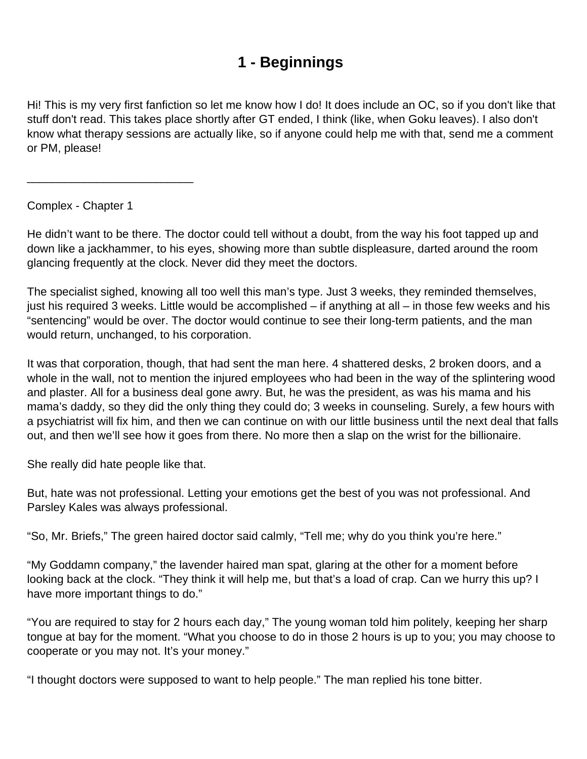# 1 - Beginnings

Hi! This is my very first fanfiction so let me know how I do! It does include an OC, so if you don't like that stuff don't read. This takes place shortly after GT ended, I think (like, when Goku leaves). I also don't know what therapy sessions are actually like, so if anyone could help me with that, send me a comment or PM, please!

___________________________

Complex - Chapter 1

He didn't want to be there. The doctor could tell without a doubt, from the way his foot tapped up and down like a jackhammer, to his eyes, showing more than subtle displeasure, darted around the room glancing frequently at the clock. Never did they meet the doctors.

The specialist sighed, knowing all too well this man's type. Just 3 weeks, they reminded themselves, just his required 3 weeks. Little would be accomplished – if anything at all – in those few weeks and his "sentencing" would be over. The doctor would continue to see their long-term patients, and the man would return, unchanged, to his corporation.

It was that corporation, though, that had sent the man here. 4 shattered desks, 2 broken doors, and a whole in the wall, not to mention the injured employees who had been in the way of the splintering wood and plaster. All for a business deal gone awry. But, he was the president, as was his mama and his mama's daddy, so they did the only thing they could do; 3 weeks in counseling. Surely, a few hours with a psychiatrist will fix him, and then we can continue on with our little business until the next deal that falls out, and then we'll see how it goes from there. No more then a slap on the wrist for the billionaire.

She really did hate people like that.

But, hate was not professional. Letting your emotions get the best of you was not professional. And Parsley Kales was always professional.

"So, Mr. Briefs," The green haired doctor said calmly, "Tell me; why do you think you're here."

"My Goddamn company," the lavender haired man spat, glaring at the other for a moment before looking back at the clock. "They think it will help me, but that's a load of crap. Can we hurry this up? I have more important things to do."

"You are required to stay for 2 hours each day," The young woman told him politely, keeping her sharp tongue at bay for the moment. "What you choose to do in those 2 hours is up to you; you may choose to cooperate or you may not. It's your money."

"I thought doctors were supposed to want to help people." The man replied his tone bitter.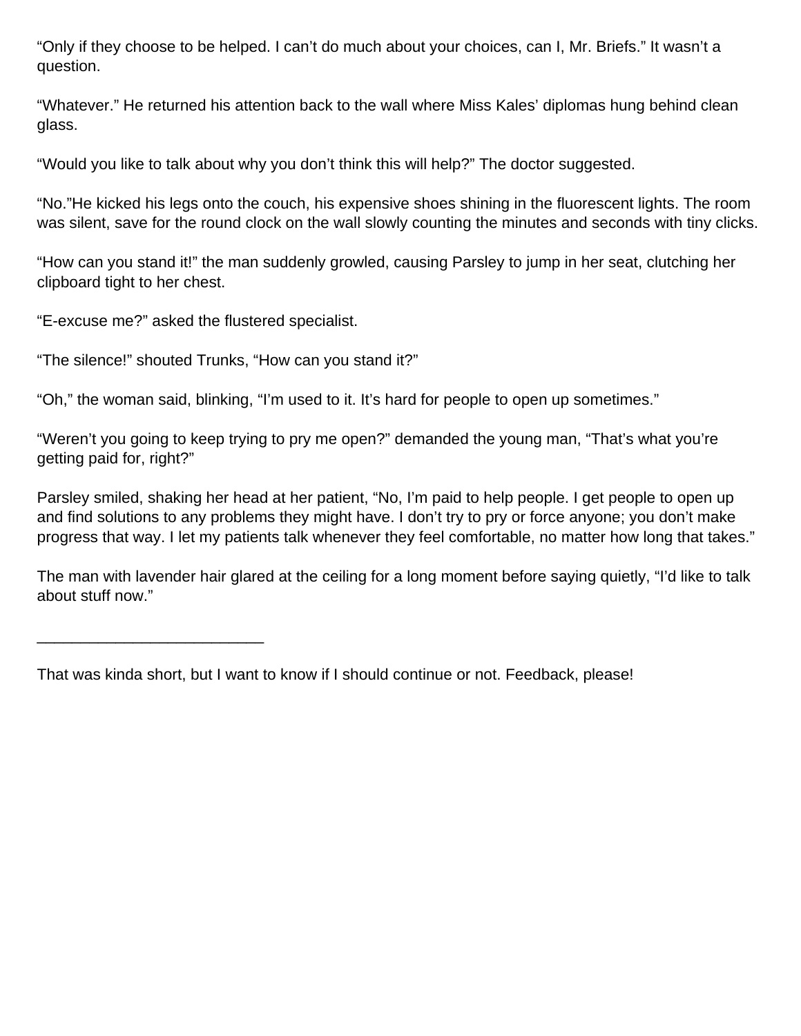“Only if they choose to be helped. I can’t do much about your choices, can I, Mr. Briefs.” It wasn’t a question.

“Whatever.” He returned his attention back to the wall where Miss Kales’ diplomas hung behind clean glass.

“Would you like to talk about why you don’t think this will help?” The doctor suggested.

“No.”He kicked his legs onto the couch, his expensive shoes shining in the fluorescent lights. The room was silent, save for the round clock on the wall slowly counting the minutes and seconds with tiny clicks.

“How can you stand it!” the man suddenly growled, causing Parsley to jump in her seat, clutching her clipboard tight to her chest.

“E-excuse me?” asked the flustered specialist.

“The silence!” shouted Trunks, “How can you stand it?”

“Oh,” the woman said, blinking, “I’m used to it. It’s hard for people to open up sometimes.”

“Weren’t you going to keep trying to pry me open?” demanded the young man, “That’s what you’re getting paid for, right?”

Parsley smiled, shaking her head at her patient, “No, I’m paid to help people. I get people to open up and find solutions to any problems they might have. I don’t try to pry or force anyone; you don’t make progress that way. I let my patients talk whenever they feel comfortable, no matter how long that takes.”

The man with lavender hair glared at the ceiling for a long moment before saying quietly, “I’d like to talk about stuff now.”

___________________________

That was kinda short, but I want to know if I should continue or not. Feedback, please!